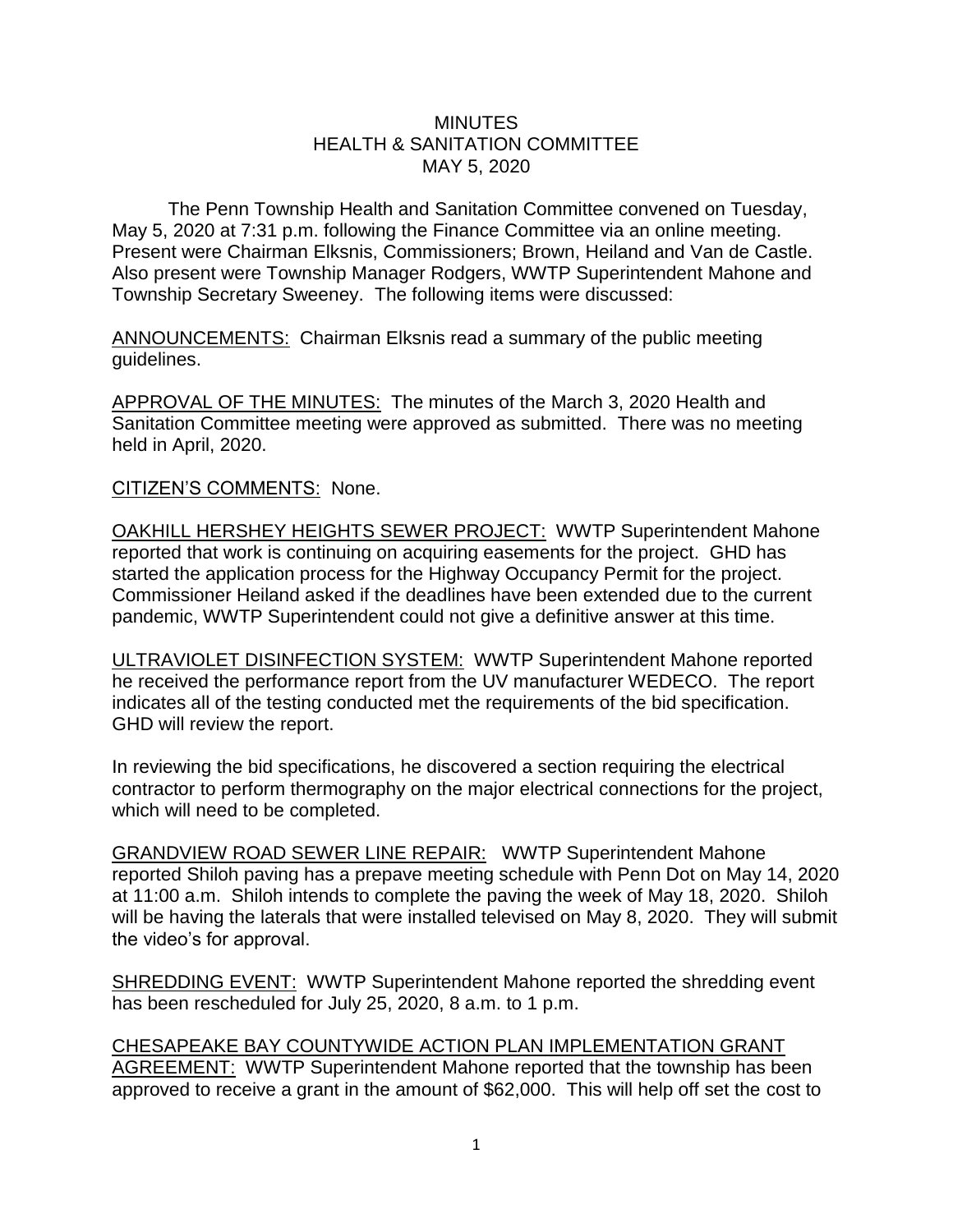# MINUTES
## HEALTH & SANITATION COMMITTEE
## MAY 5, 2020

The Penn Township Health and Sanitation Committee convened on Tuesday, May 5, 2020 at 7:31 p.m. following the Finance Committee via an online meeting. Present were Chairman Elksnis, Commissioners; Brown, Heiland and Van de Castle. Also present were Township Manager Rodgers, WWTP Superintendent Mahone and Township Secretary Sweeney. The following items were discussed:

ANNOUNCEMENTS: Chairman Elksnis read a summary of the public meeting guidelines.

APPROVAL OF THE MINUTES: The minutes of the March 3, 2020 Health and Sanitation Committee meeting were approved as submitted. There was no meeting held in April, 2020.

CITIZEN'S COMMENTS: None.

OAKHILL HERSHEY HEIGHTS SEWER PROJECT: WWTP Superintendent Mahone reported that work is continuing on acquiring easements for the project. GHD has started the application process for the Highway Occupancy Permit for the project. Commissioner Heiland asked if the deadlines have been extended due to the current pandemic, WWTP Superintendent could not give a definitive answer at this time.

ULTRAVIOLET DISINFECTION SYSTEM: WWTP Superintendent Mahone reported he received the performance report from the UV manufacturer WEDECO. The report indicates all of the testing conducted met the requirements of the bid specification. GHD will review the report.

In reviewing the bid specifications, he discovered a section requiring the electrical contractor to perform thermography on the major electrical connections for the project, which will need to be completed.

GRANDVIEW ROAD SEWER LINE REPAIR: WWTP Superintendent Mahone reported Shiloh paving has a prepave meeting schedule with Penn Dot on May 14, 2020 at 11:00 a.m. Shiloh intends to complete the paving the week of May 18, 2020. Shiloh will be having the laterals that were installed televised on May 8, 2020. They will submit the video's for approval.

SHREDDING EVENT: WWTP Superintendent Mahone reported the shredding event has been rescheduled for July 25, 2020, 8 a.m. to 1 p.m.

CHESAPEAKE BAY COUNTYWIDE ACTION PLAN IMPLEMENTATION GRANT AGREEMENT: WWTP Superintendent Mahone reported that the township has been approved to receive a grant in the amount of $62,000. This will help off set the cost to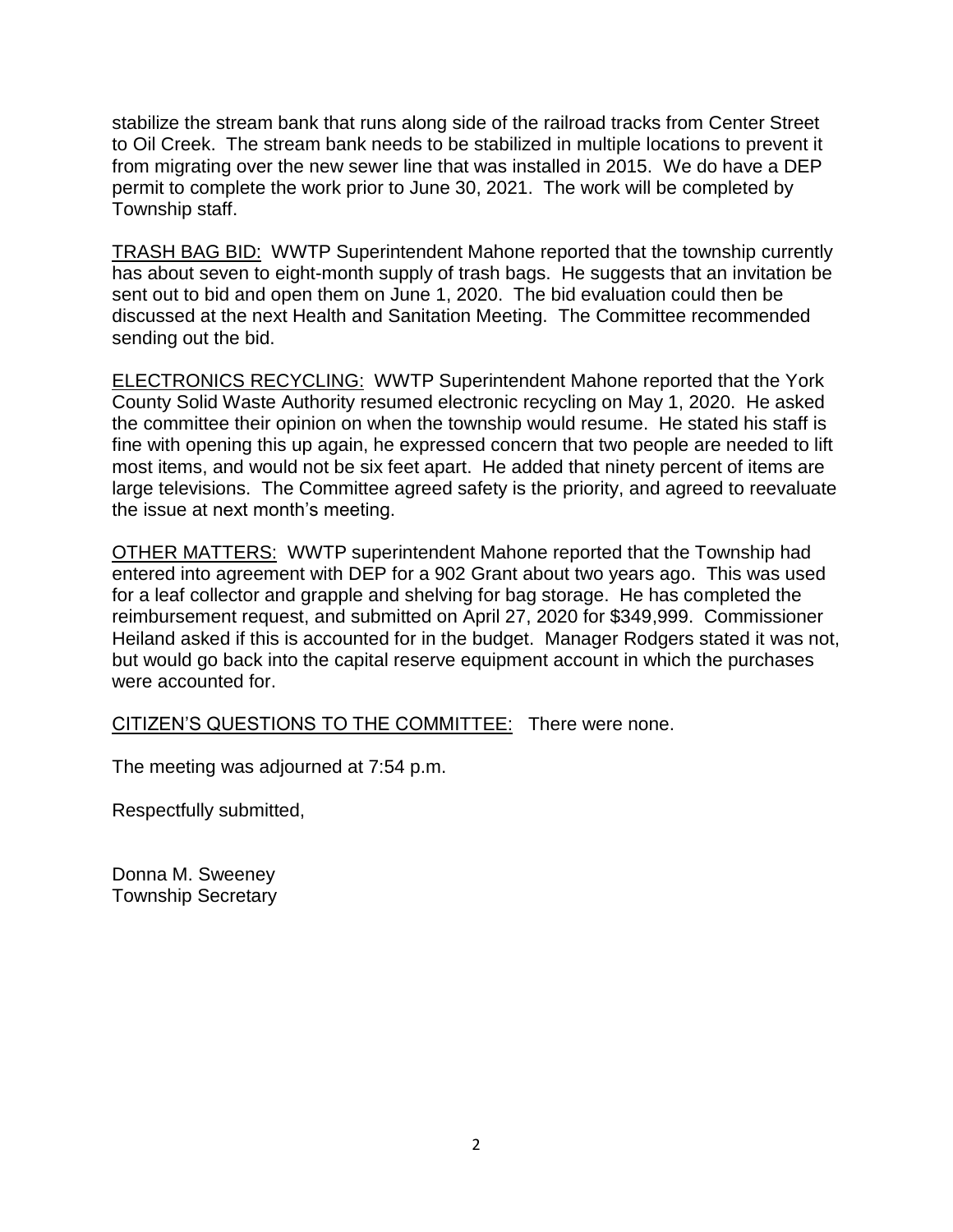stabilize the stream bank that runs along side of the railroad tracks from Center Street to Oil Creek. The stream bank needs to be stabilized in multiple locations to prevent it from migrating over the new sewer line that was installed in 2015. We do have a DEP permit to complete the work prior to June 30, 2021. The work will be completed by Township staff.

<u>TRASH BAG BID:</u> WWTP Superintendent Mahone reported that the township currently has about seven to eight-month supply of trash bags. He suggests that an invitation be sent out to bid and open them on June 1, 2020. The bid evaluation could then be discussed at the next Health and Sanitation Meeting. The Committee recommended sending out the bid.

<u>ELECTRONICS RECYCLING:</u> WWTP Superintendent Mahone reported that the York County Solid Waste Authority resumed electronic recycling on May 1, 2020. He asked the committee their opinion on when the township would resume. He stated his staff is fine with opening this up again, he expressed concern that two people are needed to lift most items, and would not be six feet apart. He added that ninety percent of items are large televisions. The Committee agreed safety is the priority, and agreed to reevaluate the issue at next month's meeting.

<u>OTHER MATTERS:</u> WWTP superintendent Mahone reported that the Township had entered into agreement with DEP for a 902 Grant about two years ago. This was used for a leaf collector and grapple and shelving for bag storage. He has completed the reimbursement request, and submitted on April 27, 2020 for $349,999. Commissioner Heiland asked if this is accounted for in the budget. Manager Rodgers stated it was not, but would go back into the capital reserve equipment account in which the purchases were accounted for.

<u>CITIZEN'S QUESTIONS TO THE COMMITTEE:</u> There were none.

The meeting was adjourned at 7:54 p.m.

Respectfully submitted,

Donna M. Sweeney
Township Secretary